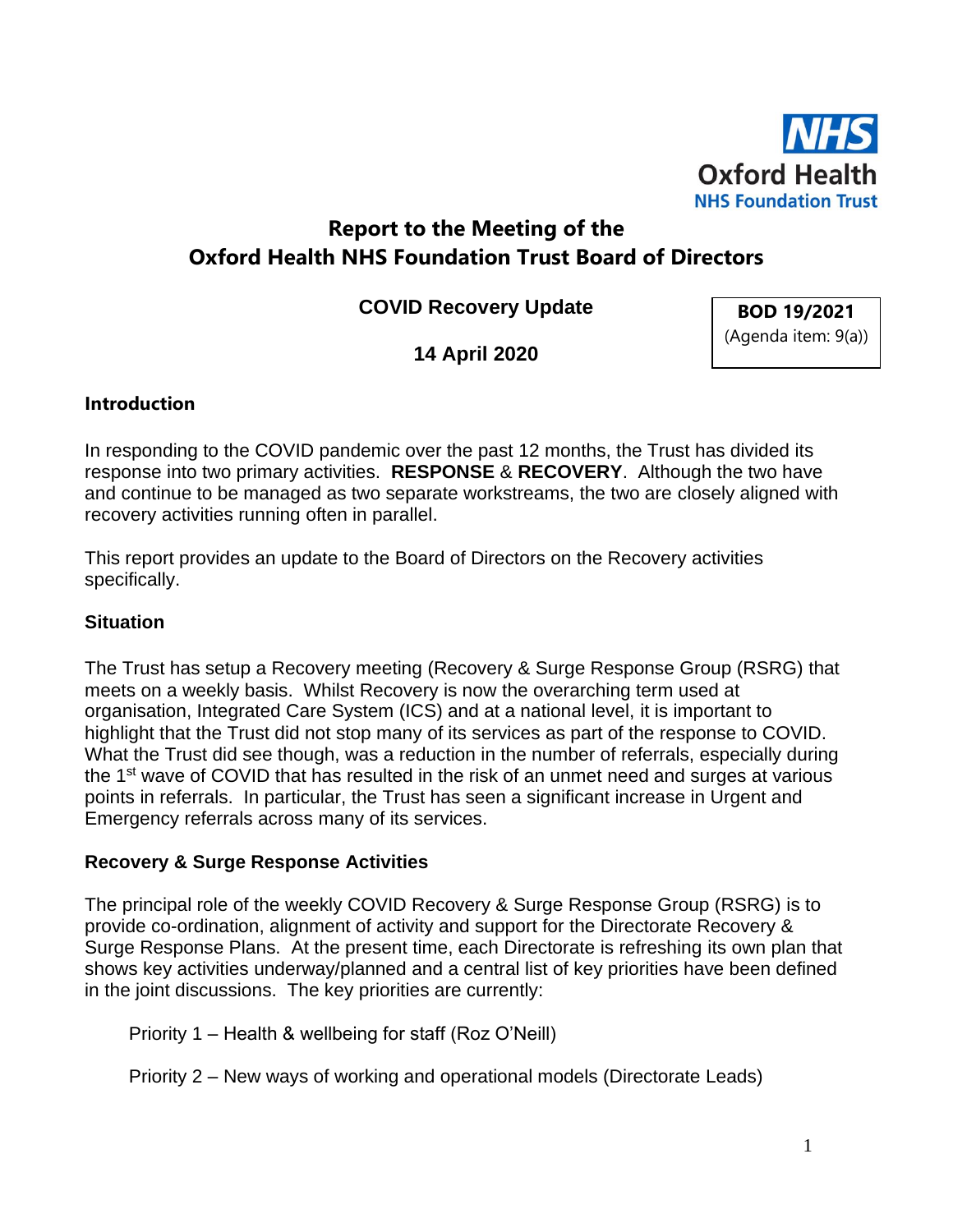NHS
Oxford Health
NHS Foundation Trust

# Report to the Meeting of the Oxford Health NHS Foundation Trust Board of Directors

## COVID Recovery Update

**BOD 19/2021**
(Agenda item: 9(a))

**14 April 2020**

### Introduction

In responding to the COVID pandemic over the past 12 months, the Trust has divided its response into two primary activities. **RESPONSE** & **RECOVERY**. Although the two have and continue to be managed as two separate workstreams, the two are closely aligned with recovery activities running often in parallel.

This report provides an update to the Board of Directors on the Recovery activities specifically.

### Situation

The Trust has setup a Recovery meeting (Recovery & Surge Response Group (RSRG) that meets on a weekly basis. Whilst Recovery is now the overarching term used at organisation, Integrated Care System (ICS) and at a national level, it is important to highlight that the Trust did not stop many of its services as part of the response to COVID. What the Trust did see though, was a reduction in the number of referrals, especially during the 1st wave of COVID that has resulted in the risk of an unmet need and surges at various points in referrals. In particular, the Trust has seen a significant increase in Urgent and Emergency referrals across many of its services.

### Recovery & Surge Response Activities

The principal role of the weekly COVID Recovery & Surge Response Group (RSRG) is to provide co-ordination, alignment of activity and support for the Directorate Recovery & Surge Response Plans. At the present time, each Directorate is refreshing its own plan that shows key activities underway/planned and a central list of key priorities have been defined in the joint discussions. The key priorities are currently:

Priority 1 – Health & wellbeing for staff (Roz O'Neill)

Priority 2 – New ways of working and operational models (Directorate Leads)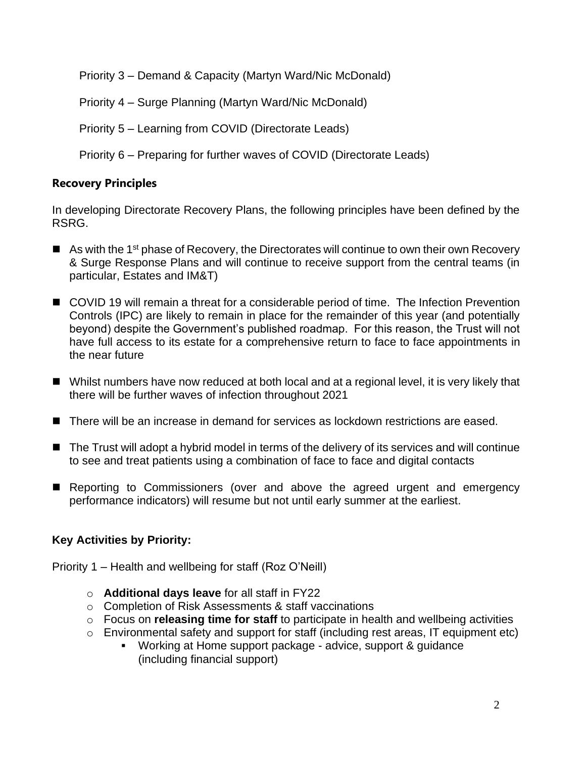Priority 3 – Demand & Capacity (Martyn Ward/Nic McDonald)

Priority 4 – Surge Planning (Martyn Ward/Nic McDonald)

Priority 5 – Learning from COVID (Directorate Leads)

Priority 6 – Preparing for further waves of COVID (Directorate Leads)

### Recovery Principles

In developing Directorate Recovery Plans, the following principles have been defined by the RSRG.

- As with the 1st phase of Recovery, the Directorates will continue to own their own Recovery & Surge Response Plans and will continue to receive support from the central teams (in particular, Estates and IM&T)
- COVID 19 will remain a threat for a considerable period of time. The Infection Prevention Controls (IPC) are likely to remain in place for the remainder of this year (and potentially beyond) despite the Government's published roadmap. For this reason, the Trust will not have full access to its estate for a comprehensive return to face to face appointments in the near future
- Whilst numbers have now reduced at both local and at a regional level, it is very likely that there will be further waves of infection throughout 2021
- There will be an increase in demand for services as lockdown restrictions are eased.
- The Trust will adopt a hybrid model in terms of the delivery of its services and will continue to see and treat patients using a combination of face to face and digital contacts
- Reporting to Commissioners (over and above the agreed urgent and emergency performance indicators) will resume but not until early summer at the earliest.

### Key Activities by Priority:

Priority 1 – Health and wellbeing for staff (Roz O'Neill)

- **Additional days leave** for all staff in FY22
- Completion of Risk Assessments & staff vaccinations
- Focus on **releasing time for staff** to participate in health and wellbeing activities
- Environmental safety and support for staff (including rest areas, IT equipment etc)
    - Working at Home support package - advice, support & guidance (including financial support)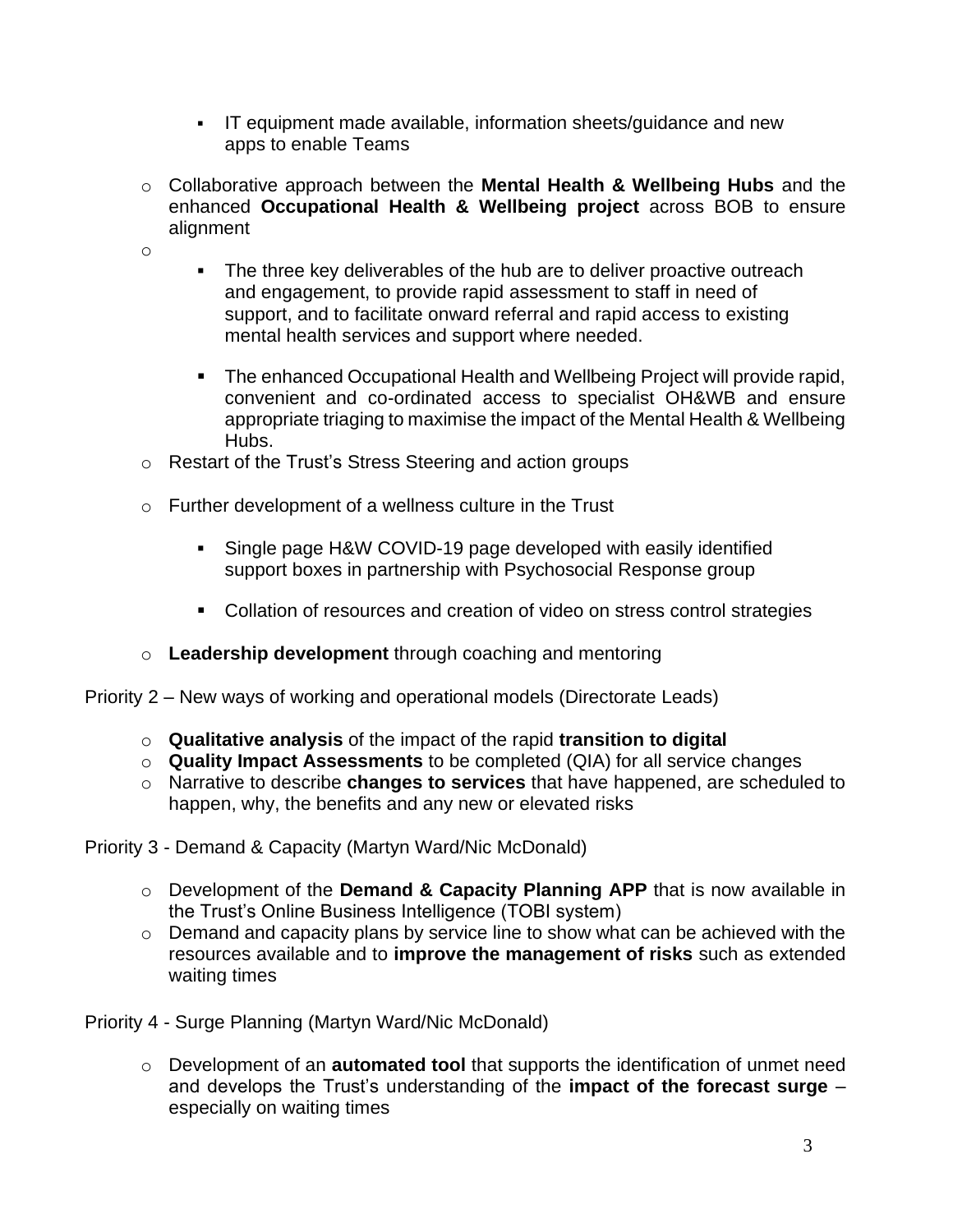- IT equipment made available, information sheets/guidance and new apps to enable Teams

- Collaborative approach between the **Mental Health & Wellbeing Hubs** and the enhanced **Occupational Health & Wellbeing project** across BOB to ensure alignment
- 
    - The three key deliverables of the hub are to deliver proactive outreach and engagement, to provide rapid assessment to staff in need of support, and to facilitate onward referral and rapid access to existing mental health services and support where needed.
    - The enhanced Occupational Health and Wellbeing Project will provide rapid, convenient and co-ordinated access to specialist OH&WB and ensure appropriate triaging to maximise the impact of the Mental Health & Wellbeing Hubs.
- Restart of the Trust's Stress Steering and action groups
- Further development of a wellness culture in the Trust
    - Single page H&W COVID-19 page developed with easily identified support boxes in partnership with Psychosocial Response group
    - Collation of resources and creation of video on stress control strategies
- **Leadership development** through coaching and mentoring

Priority 2 – New ways of working and operational models (Directorate Leads)

- **Qualitative analysis** of the impact of the rapid **transition to digital**
- **Quality Impact Assessments** to be completed (QIA) for all service changes
- Narrative to describe **changes to services** that have happened, are scheduled to happen, why, the benefits and any new or elevated risks

Priority 3 - Demand & Capacity (Martyn Ward/Nic McDonald)

- Development of the **Demand & Capacity Planning APP** that is now available in the Trust's Online Business Intelligence (TOBI system)
- Demand and capacity plans by service line to show what can be achieved with the resources available and to **improve the management of risks** such as extended waiting times

Priority 4 - Surge Planning (Martyn Ward/Nic McDonald)

- Development of an **automated tool** that supports the identification of unmet need and develops the Trust's understanding of the **impact of the forecast surge** – especially on waiting times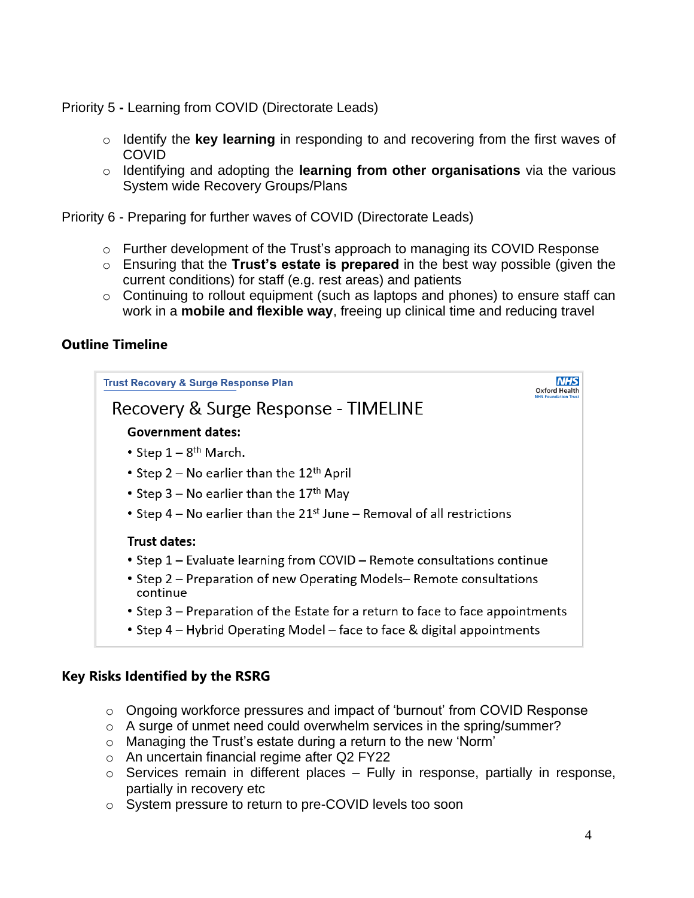Priority 5 - Learning from COVID (Directorate Leads)

- Identify the **key learning** in responding to and recovering from the first waves of COVID
- Identifying and adopting the **learning from other organisations** via the various System wide Recovery Groups/Plans

Priority 6 - Preparing for further waves of COVID (Directorate Leads)

- Further development of the Trust's approach to managing its COVID Response
- Ensuring that the **Trust's estate is prepared** in the best way possible (given the current conditions) for staff (e.g. rest areas) and patients
- Continuing to rollout equipment (such as laptops and phones) to ensure staff can work in a **mobile and flexible way**, freeing up clinical time and reducing travel

## Outline Timeline

**Trust Recovery & Surge Response Plan**

NHS Oxford Health NHS Foundation Trust

### Recovery & Surge Response - TIMELINE

**Government dates:**

- Step 1 – 8th March.
- Step 2 – No earlier than the 12th April
- Step 3 – No earlier than the 17th May
- Step 4 – No earlier than the 21st June – Removal of all restrictions

**Trust dates:**

- Step 1 – Evaluate learning from COVID – Remote consultations continue
- Step 2 – Preparation of new Operating Models– Remote consultations continue
- Step 3 – Preparation of the Estate for a return to face to face appointments
- Step 4 – Hybrid Operating Model – face to face & digital appointments

## Key Risks Identified by the RSRG

- Ongoing workforce pressures and impact of 'burnout' from COVID Response
- A surge of unmet need could overwhelm services in the spring/summer?
- Managing the Trust's estate during a return to the new 'Norm'
- An uncertain financial regime after Q2 FY22
- Services remain in different places – Fully in response, partially in response, partially in recovery etc
- System pressure to return to pre-COVID levels too soon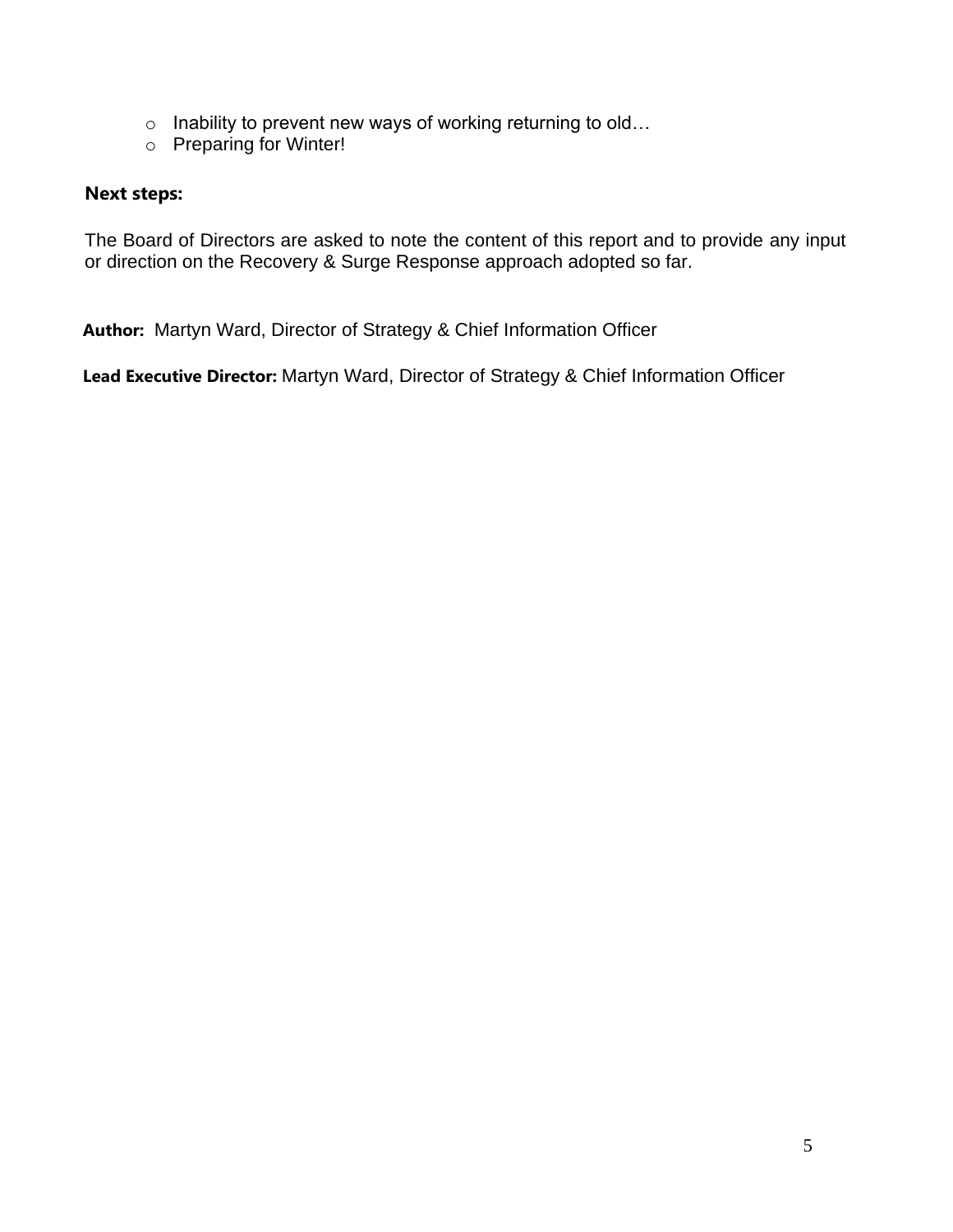- Inability to prevent new ways of working returning to old…
- Preparing for Winter!

**Next steps:**

The Board of Directors are asked to note the content of this report and to provide any input or direction on the Recovery & Surge Response approach adopted so far.

**Author:** Martyn Ward, Director of Strategy & Chief Information Officer

**Lead Executive Director:** Martyn Ward, Director of Strategy & Chief Information Officer